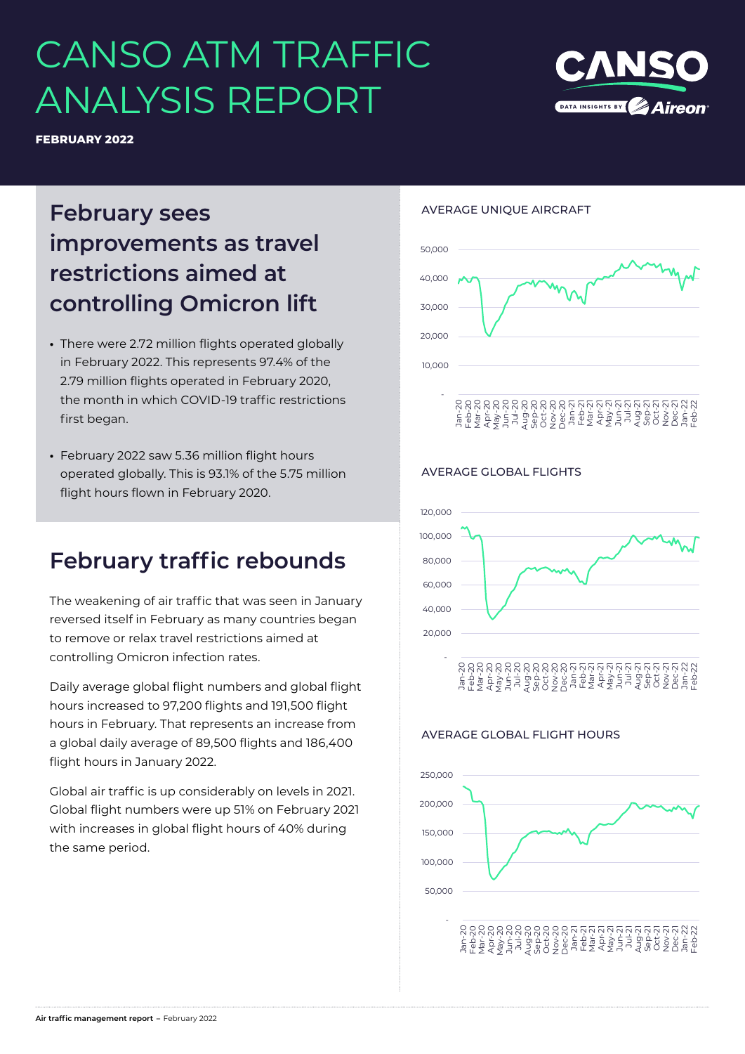# CANSO ATM TRAFFIC ANALYSIS REPORT

**FEBRUARY 2022**

## February sees improvements as travel restrictions aimed at controlling Omicron lift

- There were 2.72 million flights operated globally in February 2022. This represents 97.4% of the 2.79 million flights operated in February 2020, the month in which COVID-19 traffic restrictions first began.
- February 2022 saw 5.36 million flight hours operated globally. This is 93.1% of the 5.75 million flight hours flown in February 2020.

## February traffic rebounds

The weakening of air traffic that was seen in January reversed itself in February as many countries began to remove or relax travel restrictions aimed at controlling Omicron infection rates.

Daily average global flight numbers and global flight hours increased to 97,200 flights and 191,500 flight hours in February. That represents an increase from a global daily average of 89,500 flights and 186,400 flight hours in January 2022.

Global air traffic is up considerably on levels in 2021. Global flight numbers were up 51% on February 2021 with increases in global flight hours of 40% during the same period.

AVERAGE UNIQUE AIRCRAFT

AVERAGE GLOBAL FLIGHTS

AVERAGE GLOBAL FLIGHT HOURS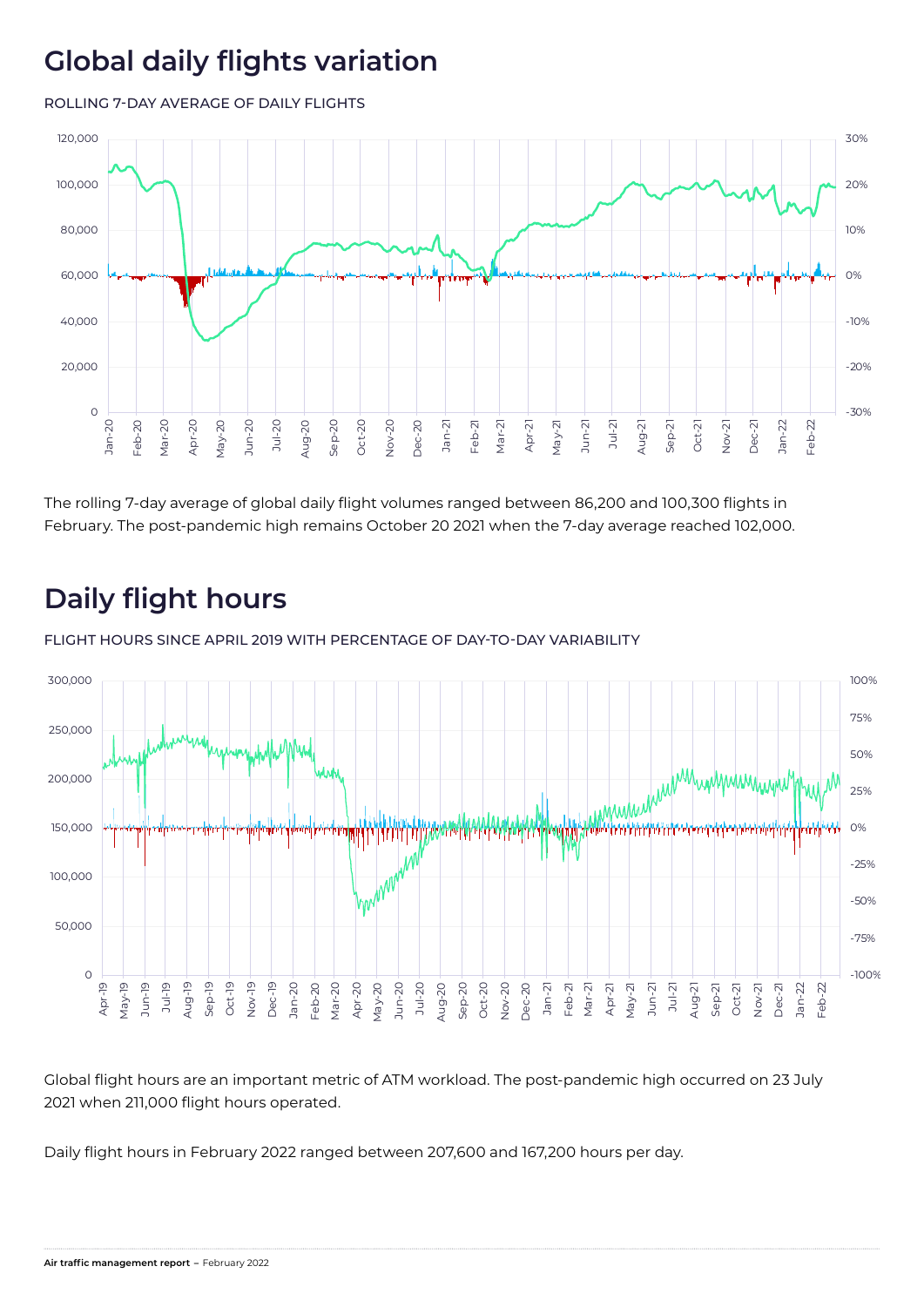# Global daily flights variation

ROLLING 7-DAY AVERAGE OF DAILY FLIGHTS

The rolling 7-day average of global daily flight volumes ranged between 86,200 and 100,300 flights in February. The post-pandemic high remains October 20 2021 when the 7-day average reached 102,000.

# Daily flight hours

FLIGHT HOURS SINCE APRIL 2019 WITH PERCENTAGE OF DAY-TO-DAY VARIABILITY

Global flight hours are an important metric of ATM workload. The post-pandemic high occurred on 23 July 2021 when 211,000 flight hours operated.

Daily flight hours in February 2022 ranged between 207,600 and 167,200 hours per day.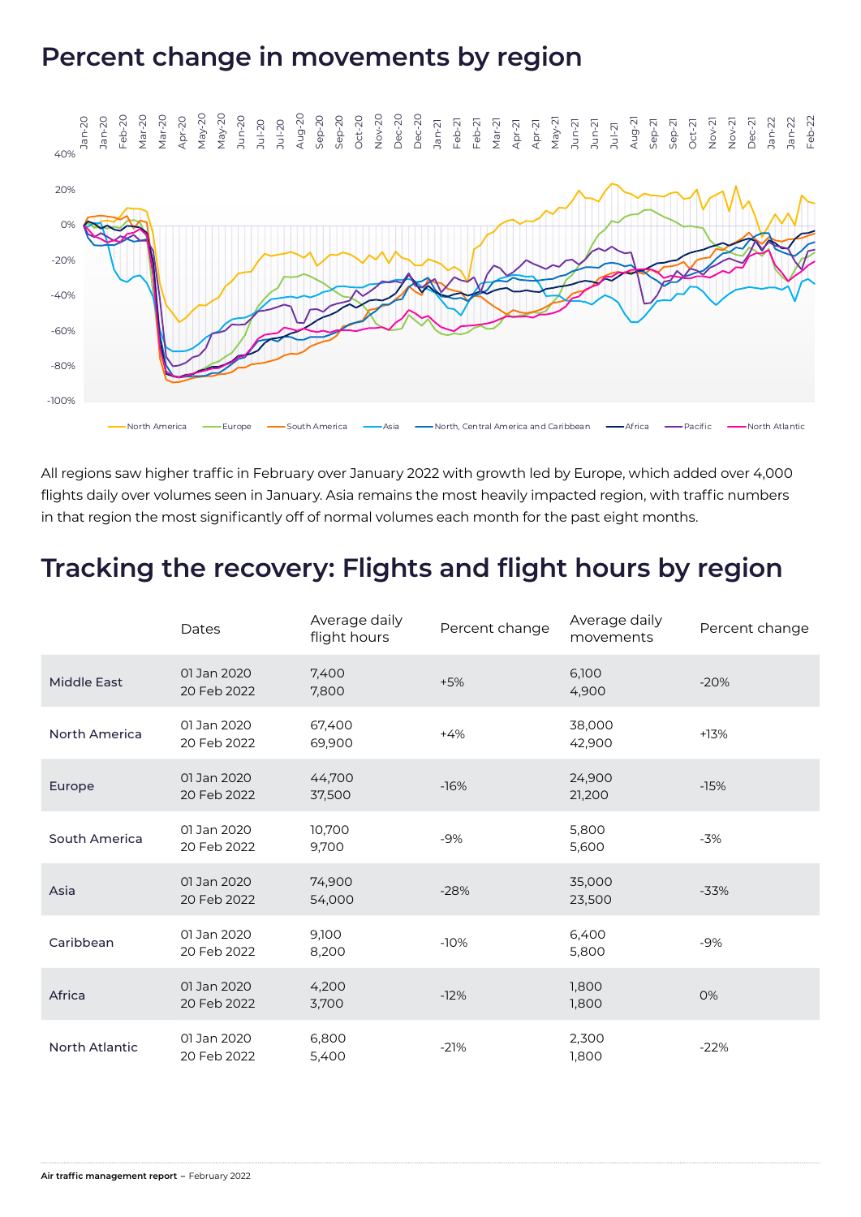# Percent change in movements by region

All regions saw higher traffic in February over January 2022 with growth led by Europe, which added over 4,000 flights daily over volumes seen in January. Asia remains the most heavily impacted region, with traffic numbers in that region the most significantly off of normal volumes each month for the past eight months.

# Tracking the recovery: Flights and flight hours by region

| | Dates | Average daily flight hours | Percent change | Average daily movements | Percent change |
|---|---|---|---|---|---|
| Middle East | 01 Jan 2020<br>20 Feb 2022 | 7,400<br>7,800 | +5% | 6,100<br>4,900 | -20% |
| North America | 01 Jan 2020<br>20 Feb 2022 | 67,400<br>69,900 | +4% | 38,000<br>42,900 | +13% |
| Europe | 01 Jan 2020<br>20 Feb 2022 | 44,700<br>37,500 | -16% | 24,900<br>21,200 | -15% |
| South America | 01 Jan 2020<br>20 Feb 2022 | 10,700<br>9,700 | -9% | 5,800<br>5,600 | -3% |
| Asia | 01 Jan 2020<br>20 Feb 2022 | 74,900<br>54,000 | -28% | 35,000<br>23,500 | -33% |
| Caribbean | 01 Jan 2020<br>20 Feb 2022 | 9,100<br>8,200 | -10% | 6,400<br>5,800 | -9% |
| Africa | 01 Jan 2020<br>20 Feb 2022 | 4,200<br>3,700 | -12% | 1,800<br>1,800 | 0% |
| North Atlantic | 01 Jan 2020<br>20 Feb 2022 | 6,800<br>5,400 | -21% | 2,300<br>1,800 | -22% |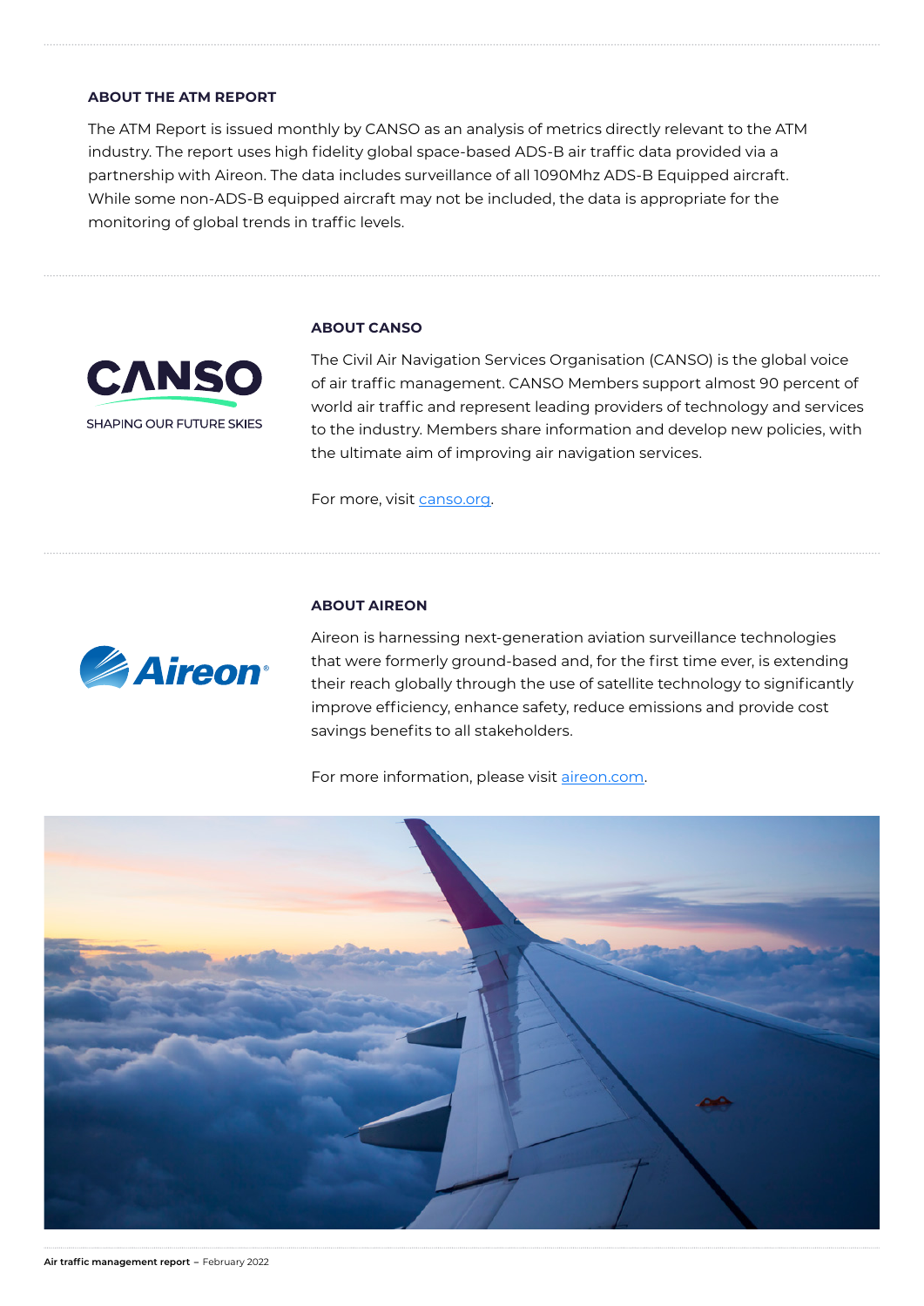## ABOUT THE ATM REPORT

The ATM Report is issued monthly by CANSO as an analysis of metrics directly relevant to the ATM industry. The report uses high fidelity global space-based ADS-B air traffic data provided via a partnership with Aireon. The data includes surveillance of all 1090Mhz ADS-B Equipped aircraft. While some non-ADS-B equipped aircraft may not be included, the data is appropriate for the monitoring of global trends in traffic levels.

CANSO

SHAPING OUR FUTURE SKIES

## ABOUT CANSO

The Civil Air Navigation Services Organisation (CANSO) is the global voice of air traffic management. CANSO Members support almost 90 percent of world air traffic and represent leading providers of technology and services to the industry. Members share information and develop new policies, with the ultimate aim of improving air navigation services.

For more, visit canso.org.

Aireon

## ABOUT AIREON

Aireon is harnessing next-generation aviation surveillance technologies that were formerly ground-based and, for the first time ever, is extending their reach globally through the use of satellite technology to significantly improve efficiency, enhance safety, reduce emissions and provide cost savings benefits to all stakeholders.

For more information, please visit aireon.com.